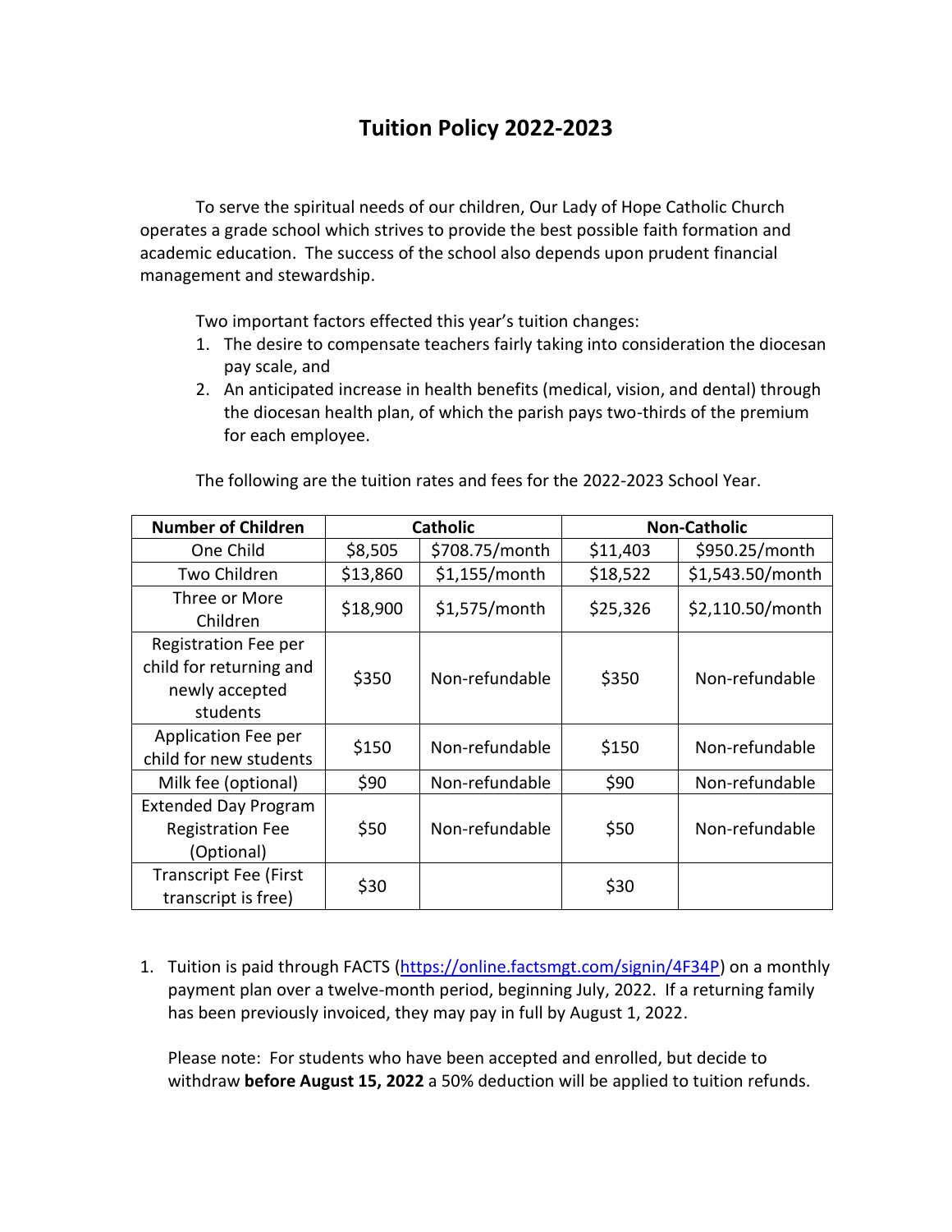# Tuition Policy 2022-2023

To serve the spiritual needs of our children, Our Lady of Hope Catholic Church operates a grade school which strives to provide the best possible faith formation and academic education. The success of the school also depends upon prudent financial management and stewardship.

Two important factors effected this year's tuition changes:

1. The desire to compensate teachers fairly taking into consideration the diocesan pay scale, and
2. An anticipated increase in health benefits (medical, vision, and dental) through the diocesan health plan, of which the parish pays two-thirds of the premium for each employee.

The following are the tuition rates and fees for the 2022-2023 School Year.

| Number of Children | Catholic | | Non-Catholic | |
|---|---|---|---|---|
| One Child | $8,505 | $708.75/month | $11,403 | $950.25/month |
| Two Children | $13,860 | $1,155/month | $18,522 | $1,543.50/month |
| Three or More Children | $18,900 | $1,575/month | $25,326 | $2,110.50/month |
| Registration Fee per child for returning and newly accepted students | $350 | Non-refundable | $350 | Non-refundable |
| Application Fee per child for new students | $150 | Non-refundable | $150 | Non-refundable |
| Milk fee (optional) | $90 | Non-refundable | $90 | Non-refundable |
| Extended Day Program Registration Fee (Optional) | $50 | Non-refundable | $50 | Non-refundable |
| Transcript Fee (First transcript is free) | $30 | | $30 | |

1. Tuition is paid through FACTS (https://online.factsmgt.com/signin/4F34P) on a monthly payment plan over a twelve-month period, beginning July, 2022. If a returning family has been previously invoiced, they may pay in full by August 1, 2022.

   Please note: For students who have been accepted and enrolled, but decide to withdraw **before August 15, 2022** a 50% deduction will be applied to tuition refunds.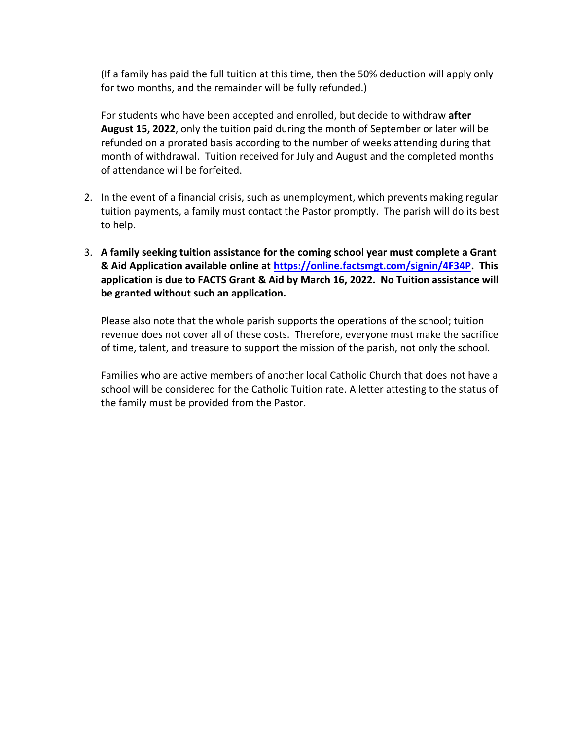(If a family has paid the full tuition at this time, then the 50% deduction will apply only for two months, and the remainder will be fully refunded.)

For students who have been accepted and enrolled, but decide to withdraw **after August 15, 2022**, only the tuition paid during the month of September or later will be refunded on a prorated basis according to the number of weeks attending during that month of withdrawal. Tuition received for July and August and the completed months of attendance will be forfeited.

2. In the event of a financial crisis, such as unemployment, which prevents making regular tuition payments, a family must contact the Pastor promptly. The parish will do its best to help.

3. **A family seeking tuition assistance for the coming school year must complete a Grant & Aid Application available online at [https://online.factsmgt.com/signin/4F34P](https://online.factsmgt.com/signin/4F34P). This application is due to FACTS Grant & Aid by March 16, 2022. No Tuition assistance will be granted without such an application.**

   Please also note that the whole parish supports the operations of the school; tuition revenue does not cover all of these costs. Therefore, everyone must make the sacrifice of time, talent, and treasure to support the mission of the parish, not only the school.

   Families who are active members of another local Catholic Church that does not have a school will be considered for the Catholic Tuition rate. A letter attesting to the status of the family must be provided from the Pastor.